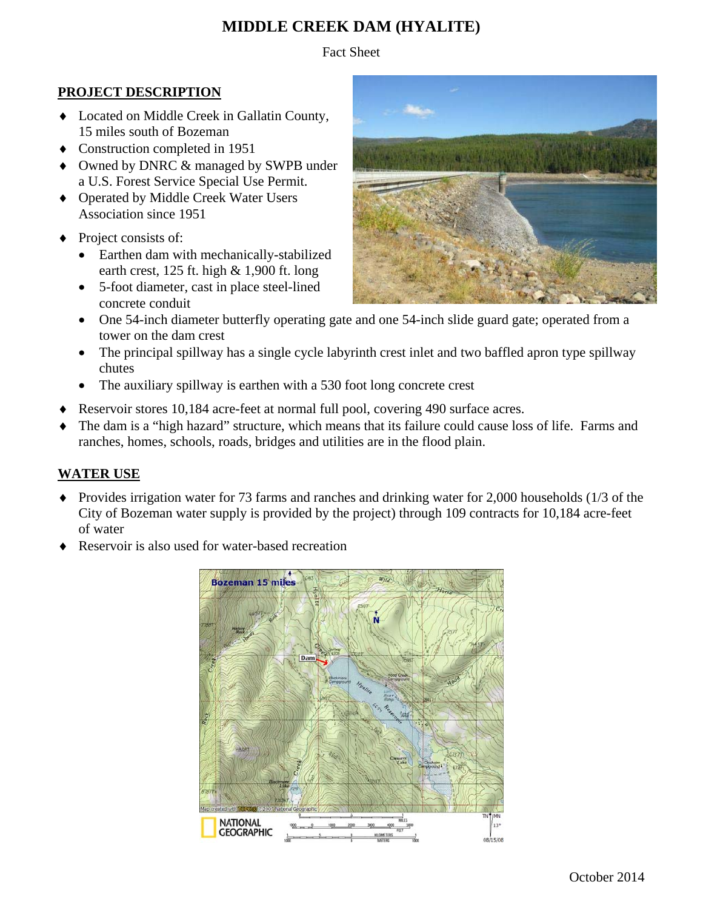# MIDDLE CREEK DAM (HYALITE)

Fact Sheet

## PROJECT DESCRIPTION

- Located on Middle Creek in Gallatin County, 15 miles south of Bozeman
- Construction completed in 1951
- Owned by DNRC & managed by SWPB under a U.S. Forest Service Special Use Permit.
- Operated by Middle Creek Water Users Association since 1951
- Project consists of:
  - Earthen dam with mechanically-stabilized earth crest, 125 ft. high & 1,900 ft. long
  - 5-foot diameter, cast in place steel-lined concrete conduit
  - One 54-inch diameter butterfly operating gate and one 54-inch slide guard gate; operated from a tower on the dam crest
  - The principal spillway has a single cycle labyrinth crest inlet and two baffled apron type spillway chutes
  - The auxiliary spillway is earthen with a 530 foot long concrete crest
- Reservoir stores 10,184 acre-feet at normal full pool, covering 490 surface acres.
- The dam is a "high hazard" structure, which means that its failure could cause loss of life. Farms and ranches, homes, schools, roads, bridges and utilities are in the flood plain.

## WATER USE

- Provides irrigation water for 73 farms and ranches and drinking water for 2,000 households (1/3 of the City of Bozeman water supply is provided by the project) through 109 contracts for 10,184 acre-feet of water
- Reservoir is also used for water-based recreation

October 2014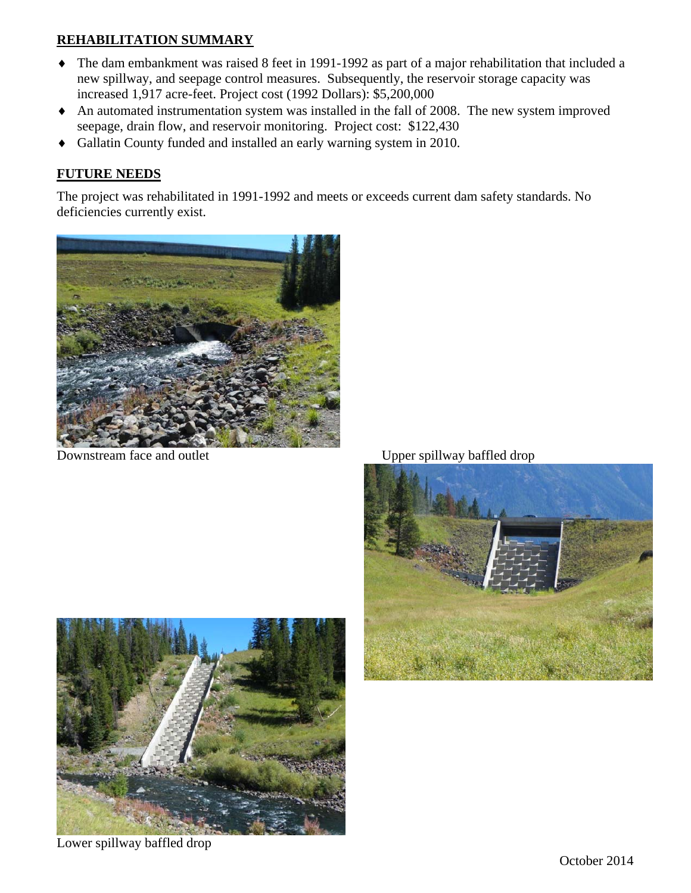## REHABILITATION SUMMARY

- The dam embankment was raised 8 feet in 1991-1992 as part of a major rehabilitation that included a new spillway, and seepage control measures. Subsequently, the reservoir storage capacity was increased 1,917 acre-feet. Project cost (1992 Dollars): $5,200,000
- An automated instrumentation system was installed in the fall of 2008. The new system improved seepage, drain flow, and reservoir monitoring. Project cost: $122,430
- Gallatin County funded and installed an early warning system in 2010.

## FUTURE NEEDS

The project was rehabilitated in 1991-1992 and meets or exceeds current dam safety standards. No deficiencies currently exist.

Downstream face and outlet

Upper spillway baffled drop

Lower spillway baffled drop

October 2014